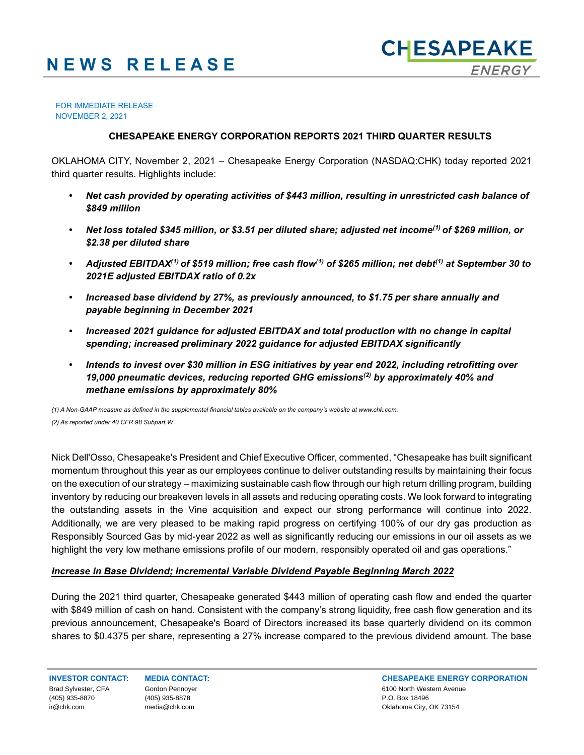# NEWS RELEASE

FOR IMMEDIATE RELEASE
NOVEMBER 2, 2021

## CHESAPEAKE ENERGY CORPORATION REPORTS 2021 THIRD QUARTER RESULTS

OKLAHOMA CITY, November 2, 2021 – Chesapeake Energy Corporation (NASDAQ:CHK) today reported 2021 third quarter results. Highlights include:

- ***Net cash provided by operating activities of $443 million, resulting in unrestricted cash balance of $849 million***
- ***Net loss totaled $345 million, or $3.51 per diluted share; adjusted net income[(1)] of $269 million, or $2.38 per diluted share***
- ***Adjusted EBITDAX[(1)] of $519 million; free cash flow[(1)] of $265 million; net debt[(1)] at September 30 to 2021E adjusted EBITDAX ratio of 0.2x***
- ***Increased base dividend by 27%, as previously announced, to $1.75 per share annually and payable beginning in December 2021***
- ***Increased 2021 guidance for adjusted EBITDAX and total production with no change in capital spending; increased preliminary 2022 guidance for adjusted EBITDAX significantly***
- ***Intends to invest over $30 million in ESG initiatives by year end 2022, including retrofitting over 19,000 pneumatic devices, reducing reported GHG emissions[(2)] by approximately 40% and methane emissions by approximately 80%***

*(1) A Non-GAAP measure as defined in the supplemental financial tables available on the company's website at www.chk.com.*

*(2) As reported under 40 CFR 98 Subpart W*

Nick Dell'Osso, Chesapeake's President and Chief Executive Officer, commented, "Chesapeake has built significant momentum throughout this year as our employees continue to deliver outstanding results by maintaining their focus on the execution of our strategy – maximizing sustainable cash flow through our high return drilling program, building inventory by reducing our breakeven levels in all assets and reducing operating costs. We look forward to integrating the outstanding assets in the Vine acquisition and expect our strong performance will continue into 2022. Additionally, we are very pleased to be making rapid progress on certifying 100% of our dry gas production as Responsibly Sourced Gas by mid-year 2022 as well as significantly reducing our emissions in our oil assets as we highlight the very low methane emissions profile of our modern, responsibly operated oil and gas operations."

***Increase in Base Dividend; Incremental Variable Dividend Payable Beginning March 2022***

During the 2021 third quarter, Chesapeake generated $443 million of operating cash flow and ended the quarter with $849 million of cash on hand. Consistent with the company's strong liquidity, free cash flow generation and its previous announcement, Chesapeake's Board of Directors increased its base quarterly dividend on its common shares to $0.4375 per share, representing a 27% increase compared to the previous dividend amount. The base

**INVESTOR CONTACT:**
Brad Sylvester, CFA
(405) 935-8870
ir@chk.com

**MEDIA CONTACT:**
Gordon Pennoyer
(405) 935-8878
media@chk.com

**CHESAPEAKE ENERGY CORPORATION**
6100 North Western Avenue
P.O. Box 18496
Oklahoma City, OK 73154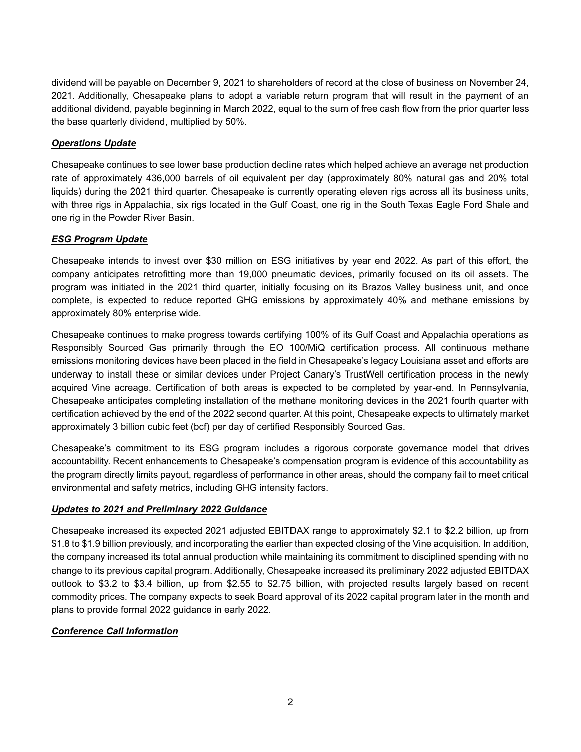dividend will be payable on December 9, 2021 to shareholders of record at the close of business on November 24, 2021. Additionally, Chesapeake plans to adopt a variable return program that will result in the payment of an additional dividend, payable beginning in March 2022, equal to the sum of free cash flow from the prior quarter less the base quarterly dividend, multiplied by 50%.

***Operations Update***

Chesapeake continues to see lower base production decline rates which helped achieve an average net production rate of approximately 436,000 barrels of oil equivalent per day (approximately 80% natural gas and 20% total liquids) during the 2021 third quarter. Chesapeake is currently operating eleven rigs across all its business units, with three rigs in Appalachia, six rigs located in the Gulf Coast, one rig in the South Texas Eagle Ford Shale and one rig in the Powder River Basin.

***ESG Program Update***

Chesapeake intends to invest over $30 million on ESG initiatives by year end 2022. As part of this effort, the company anticipates retrofitting more than 19,000 pneumatic devices, primarily focused on its oil assets. The program was initiated in the 2021 third quarter, initially focusing on its Brazos Valley business unit, and once complete, is expected to reduce reported GHG emissions by approximately 40% and methane emissions by approximately 80% enterprise wide.

Chesapeake continues to make progress towards certifying 100% of its Gulf Coast and Appalachia operations as Responsibly Sourced Gas primarily through the EO 100/MiQ certification process. All continuous methane emissions monitoring devices have been placed in the field in Chesapeake's legacy Louisiana asset and efforts are underway to install these or similar devices under Project Canary's TrustWell certification process in the newly acquired Vine acreage. Certification of both areas is expected to be completed by year-end. In Pennsylvania, Chesapeake anticipates completing installation of the methane monitoring devices in the 2021 fourth quarter with certification achieved by the end of the 2022 second quarter. At this point, Chesapeake expects to ultimately market approximately 3 billion cubic feet (bcf) per day of certified Responsibly Sourced Gas.

Chesapeake's commitment to its ESG program includes a rigorous corporate governance model that drives accountability. Recent enhancements to Chesapeake's compensation program is evidence of this accountability as the program directly limits payout, regardless of performance in other areas, should the company fail to meet critical environmental and safety metrics, including GHG intensity factors.

***Updates to 2021 and Preliminary 2022 Guidance***

Chesapeake increased its expected 2021 adjusted EBITDAX range to approximately $2.1 to $2.2 billion, up from $1.8 to $1.9 billion previously, and incorporating the earlier than expected closing of the Vine acquisition. In addition, the company increased its total annual production while maintaining its commitment to disciplined spending with no change to its previous capital program. Additionally, Chesapeake increased its preliminary 2022 adjusted EBITDAX outlook to $3.2 to $3.4 billion, up from $2.55 to $2.75 billion, with projected results largely based on recent commodity prices. The company expects to seek Board approval of its 2022 capital program later in the month and plans to provide formal 2022 guidance in early 2022.

***Conference Call Information***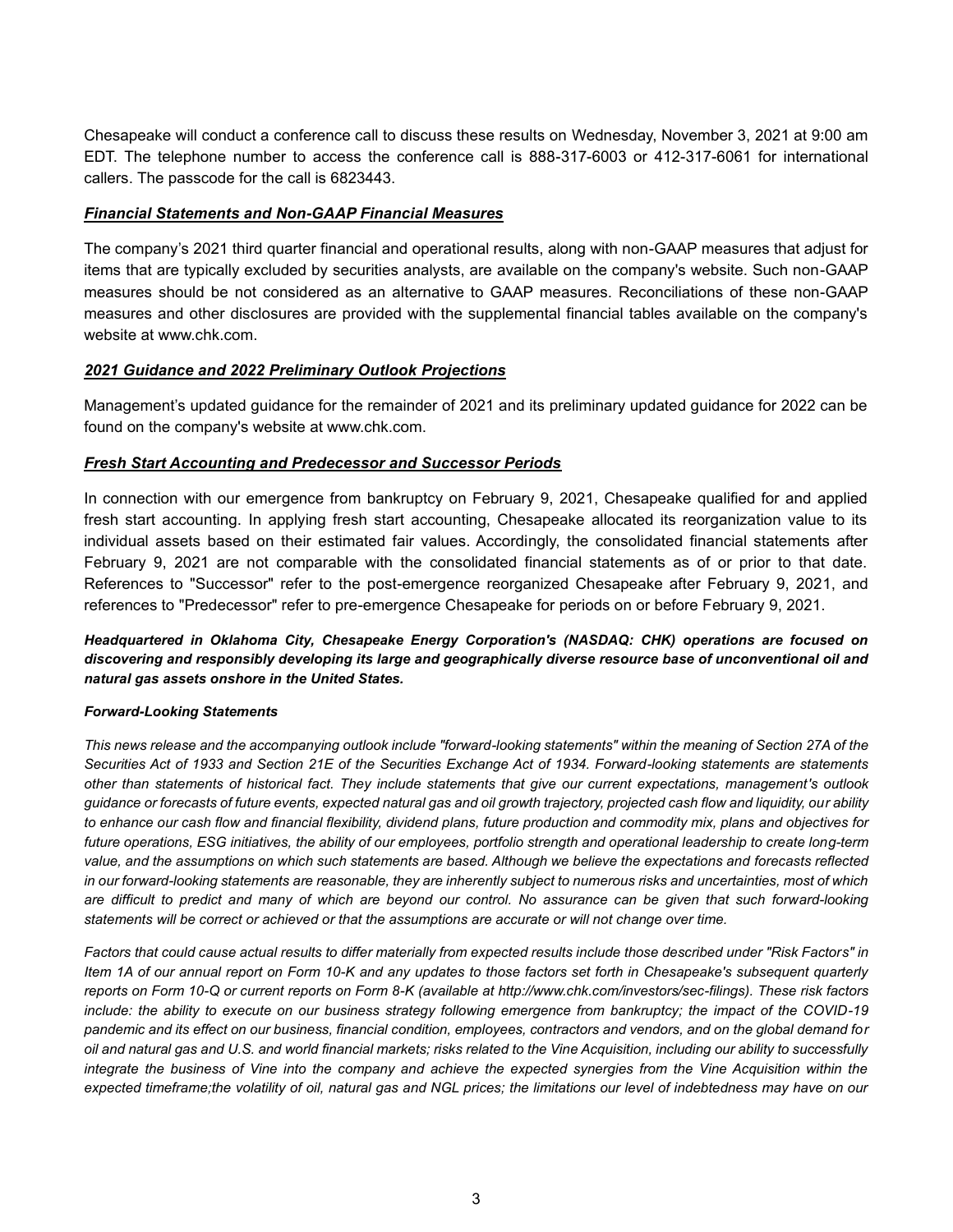Chesapeake will conduct a conference call to discuss these results on Wednesday, November 3, 2021 at 9:00 am EDT. The telephone number to access the conference call is 888-317-6003 or 412-317-6061 for international callers. The passcode for the call is 6823443.

***Financial Statements and Non-GAAP Financial Measures***

The company's 2021 third quarter financial and operational results, along with non-GAAP measures that adjust for items that are typically excluded by securities analysts, are available on the company's website. Such non-GAAP measures should be not considered as an alternative to GAAP measures. Reconciliations of these non-GAAP measures and other disclosures are provided with the supplemental financial tables available on the company's website at www.chk.com.

***2021 Guidance and 2022 Preliminary Outlook Projections***

Management's updated guidance for the remainder of 2021 and its preliminary updated guidance for 2022 can be found on the company's website at www.chk.com.

***Fresh Start Accounting and Predecessor and Successor Periods***

In connection with our emergence from bankruptcy on February 9, 2021, Chesapeake qualified for and applied fresh start accounting. In applying fresh start accounting, Chesapeake allocated its reorganization value to its individual assets based on their estimated fair values. Accordingly, the consolidated financial statements after February 9, 2021 are not comparable with the consolidated financial statements as of or prior to that date. References to "Successor" refer to the post-emergence reorganized Chesapeake after February 9, 2021, and references to "Predecessor" refer to pre-emergence Chesapeake for periods on or before February 9, 2021.

***Headquartered in Oklahoma City, Chesapeake Energy Corporation's (NASDAQ: CHK) operations are focused on discovering and responsibly developing its large and geographically diverse resource base of unconventional oil and natural gas assets onshore in the United States.***

***Forward-Looking Statements***

*This news release and the accompanying outlook include "forward-looking statements" within the meaning of Section 27A of the Securities Act of 1933 and Section 21E of the Securities Exchange Act of 1934. Forward-looking statements are statements other than statements of historical fact. They include statements that give our current expectations, management's outlook guidance or forecasts of future events, expected natural gas and oil growth trajectory, projected cash flow and liquidity, our ability to enhance our cash flow and financial flexibility, dividend plans, future production and commodity mix, plans and objectives for future operations, ESG initiatives, the ability of our employees, portfolio strength and operational leadership to create long-term value, and the assumptions on which such statements are based. Although we believe the expectations and forecasts reflected in our forward-looking statements are reasonable, they are inherently subject to numerous risks and uncertainties, most of which are difficult to predict and many of which are beyond our control. No assurance can be given that such forward-looking statements will be correct or achieved or that the assumptions are accurate or will not change over time.*

*Factors that could cause actual results to differ materially from expected results include those described under "Risk Factors" in Item 1A of our annual report on Form 10-K and any updates to those factors set forth in Chesapeake's subsequent quarterly reports on Form 10-Q or current reports on Form 8-K (available at http://www.chk.com/investors/sec-filings). These risk factors include: the ability to execute on our business strategy following emergence from bankruptcy; the impact of the COVID-19 pandemic and its effect on our business, financial condition, employees, contractors and vendors, and on the global demand for oil and natural gas and U.S. and world financial markets; risks related to the Vine Acquisition, including our ability to successfully integrate the business of Vine into the company and achieve the expected synergies from the Vine Acquisition within the expected timeframe;the volatility of oil, natural gas and NGL prices; the limitations our level of indebtedness may have on our*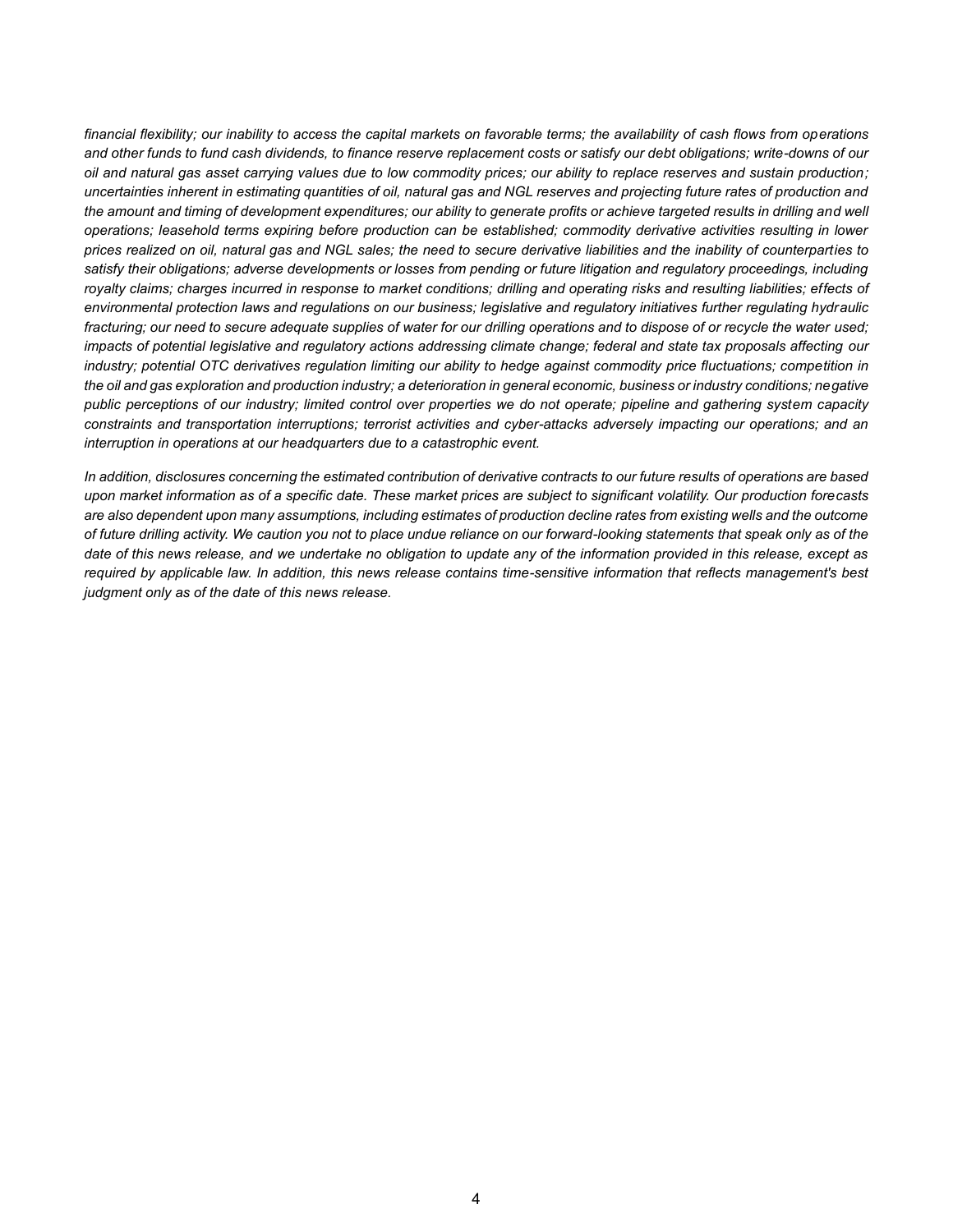*financial flexibility; our inability to access the capital markets on favorable terms; the availability of cash flows from operations and other funds to fund cash dividends, to finance reserve replacement costs or satisfy our debt obligations; write-downs of our oil and natural gas asset carrying values due to low commodity prices; our ability to replace reserves and sustain production; uncertainties inherent in estimating quantities of oil, natural gas and NGL reserves and projecting future rates of production and the amount and timing of development expenditures; our ability to generate profits or achieve targeted results in drilling and well operations; leasehold terms expiring before production can be established; commodity derivative activities resulting in lower prices realized on oil, natural gas and NGL sales; the need to secure derivative liabilities and the inability of counterparties to satisfy their obligations; adverse developments or losses from pending or future litigation and regulatory proceedings, including royalty claims; charges incurred in response to market conditions; drilling and operating risks and resulting liabilities; effects of environmental protection laws and regulations on our business; legislative and regulatory initiatives further regulating hydraulic fracturing; our need to secure adequate supplies of water for our drilling operations and to dispose of or recycle the water used; impacts of potential legislative and regulatory actions addressing climate change; federal and state tax proposals affecting our industry; potential OTC derivatives regulation limiting our ability to hedge against commodity price fluctuations; competition in the oil and gas exploration and production industry; a deterioration in general economic, business or industry conditions; negative public perceptions of our industry; limited control over properties we do not operate; pipeline and gathering system capacity constraints and transportation interruptions; terrorist activities and cyber-attacks adversely impacting our operations; and an interruption in operations at our headquarters due to a catastrophic event.*

*In addition, disclosures concerning the estimated contribution of derivative contracts to our future results of operations are based upon market information as of a specific date. These market prices are subject to significant volatility. Our production forecasts are also dependent upon many assumptions, including estimates of production decline rates from existing wells and the outcome of future drilling activity. We caution you not to place undue reliance on our forward-looking statements that speak only as of the date of this news release, and we undertake no obligation to update any of the information provided in this release, except as required by applicable law. In addition, this news release contains time-sensitive information that reflects management's best judgment only as of the date of this news release.*